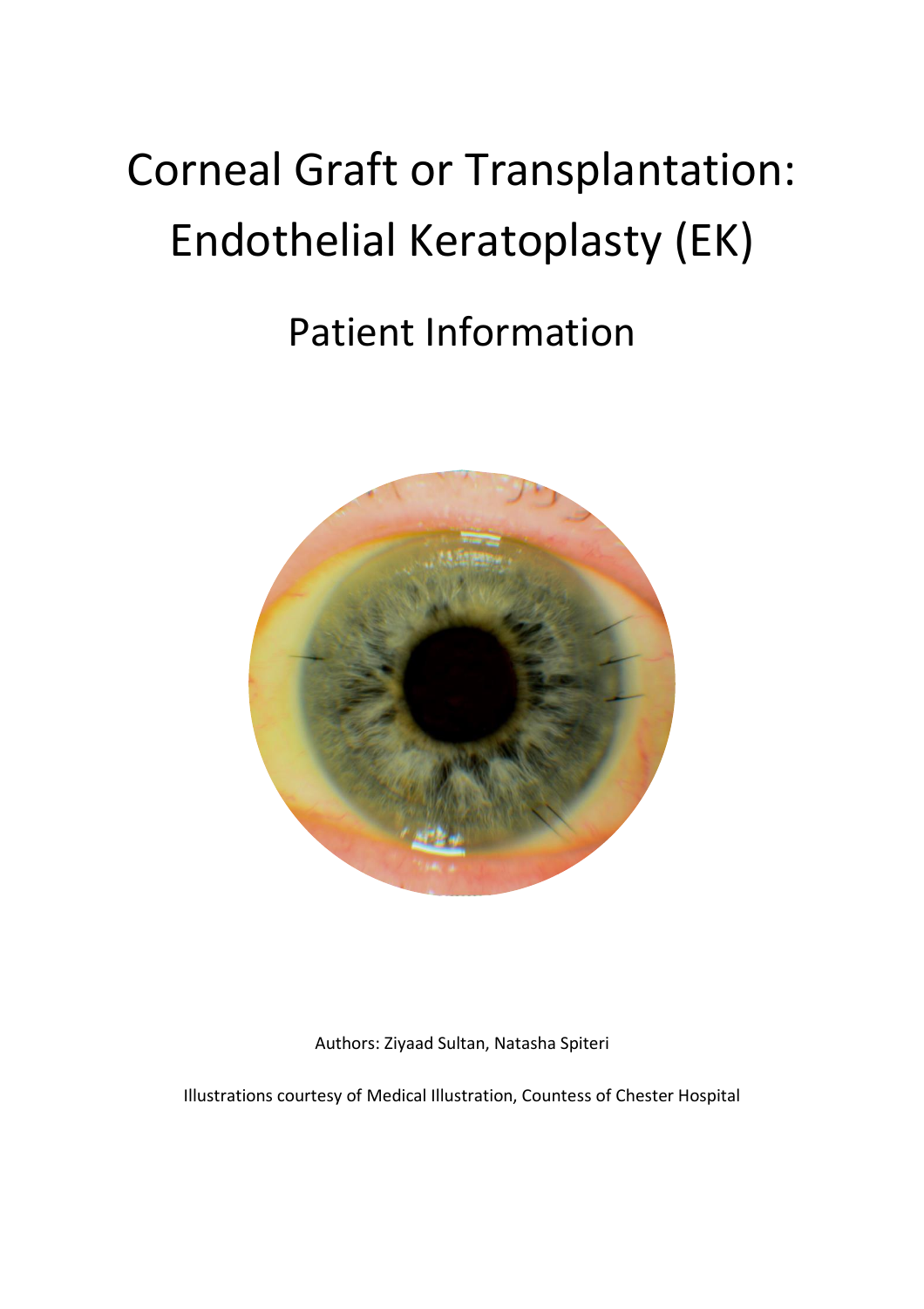# Corneal Graft or Transplantation: Endothelial Keratoplasty (EK)

## Patient Information

Authors: Ziyaad Sultan, Natasha Spiteri

Illustrations courtesy of Medical Illustration, Countess of Chester Hospital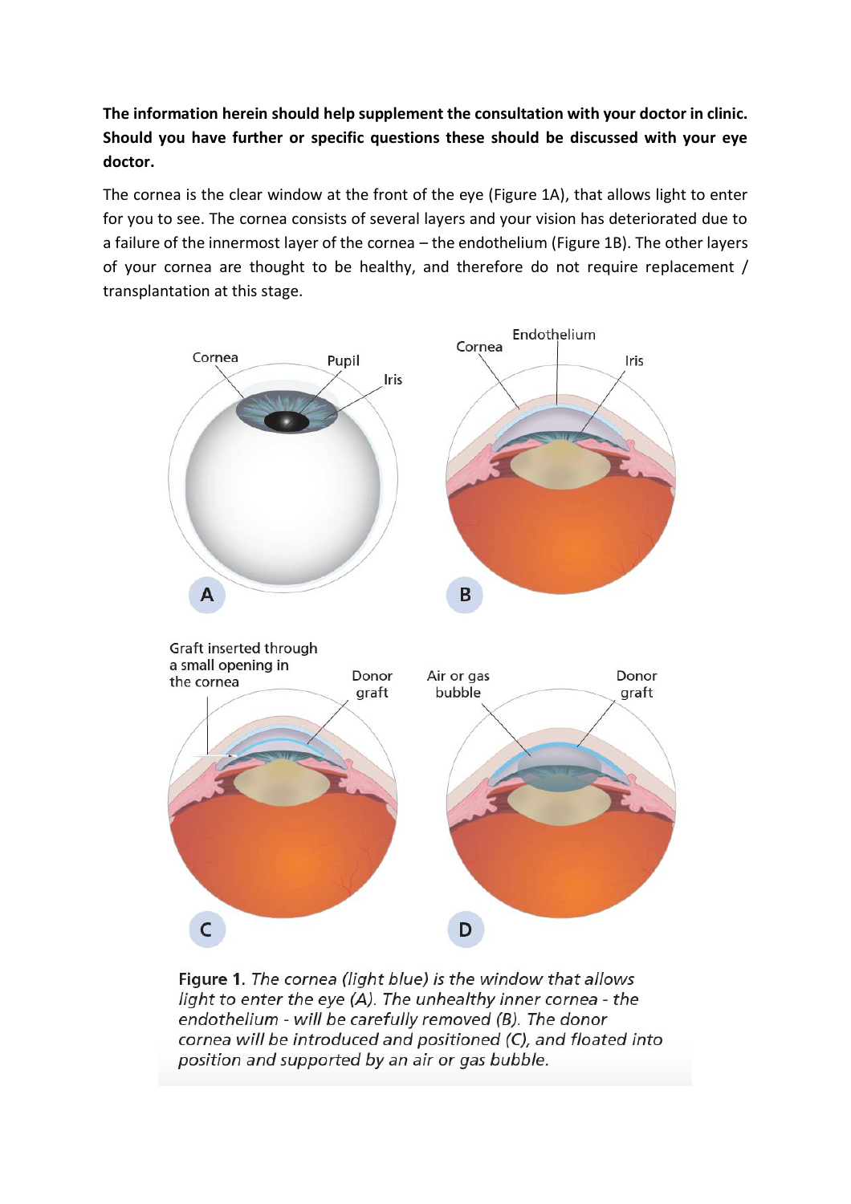**The information herein should help supplement the consultation with your doctor in clinic. Should you have further or specific questions these should be discussed with your eye doctor.**

The cornea is the clear window at the front of the eye (Figure 1A), that allows light to enter for you to see. The cornea consists of several layers and your vision has deteriorated due to a failure of the innermost layer of the cornea – the endothelium (Figure 1B). The other layers of your cornea are thought to be healthy, and therefore do not require replacement / transplantation at this stage.

**Figure 1.** *The cornea (light blue) is the window that allows light to enter the eye (A). The unhealthy inner cornea - the endothelium - will be carefully removed (B). The donor cornea will be introduced and positioned (C), and floated into position and supported by an air or gas bubble.*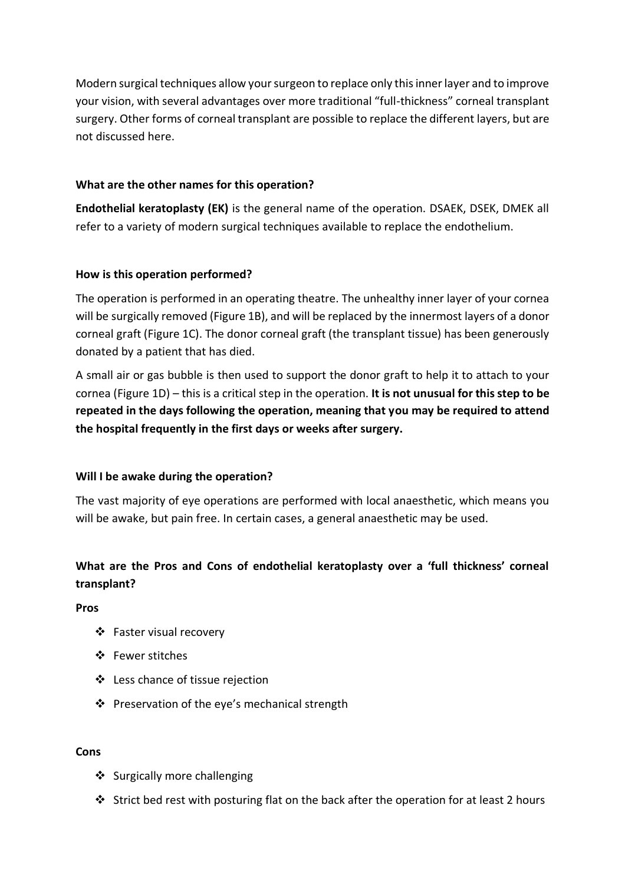Modern surgical techniques allow your surgeon to replace only this inner layer and to improve your vision, with several advantages over more traditional "full-thickness" corneal transplant surgery. Other forms of corneal transplant are possible to replace the different layers, but are not discussed here.

### What are the other names for this operation?

**Endothelial keratoplasty (EK)** is the general name of the operation. DSAEK, DSEK, DMEK all refer to a variety of modern surgical techniques available to replace the endothelium.

### How is this operation performed?

The operation is performed in an operating theatre. The unhealthy inner layer of your cornea will be surgically removed (Figure 1B), and will be replaced by the innermost layers of a donor corneal graft (Figure 1C). The donor corneal graft (the transplant tissue) has been generously donated by a patient that has died.

A small air or gas bubble is then used to support the donor graft to help it to attach to your cornea (Figure 1D) – this is a critical step in the operation. **It is not unusual for this step to be repeated in the days following the operation, meaning that you may be required to attend the hospital frequently in the first days or weeks after surgery.**

### Will I be awake during the operation?

The vast majority of eye operations are performed with local anaesthetic, which means you will be awake, but pain free. In certain cases, a general anaesthetic may be used.

### What are the Pros and Cons of endothelial keratoplasty over a 'full thickness' corneal transplant?

**Pros**

- Faster visual recovery
- Fewer stitches
- Less chance of tissue rejection
- Preservation of the eye's mechanical strength

**Cons**

- Surgically more challenging
- Strict bed rest with posturing flat on the back after the operation for at least 2 hours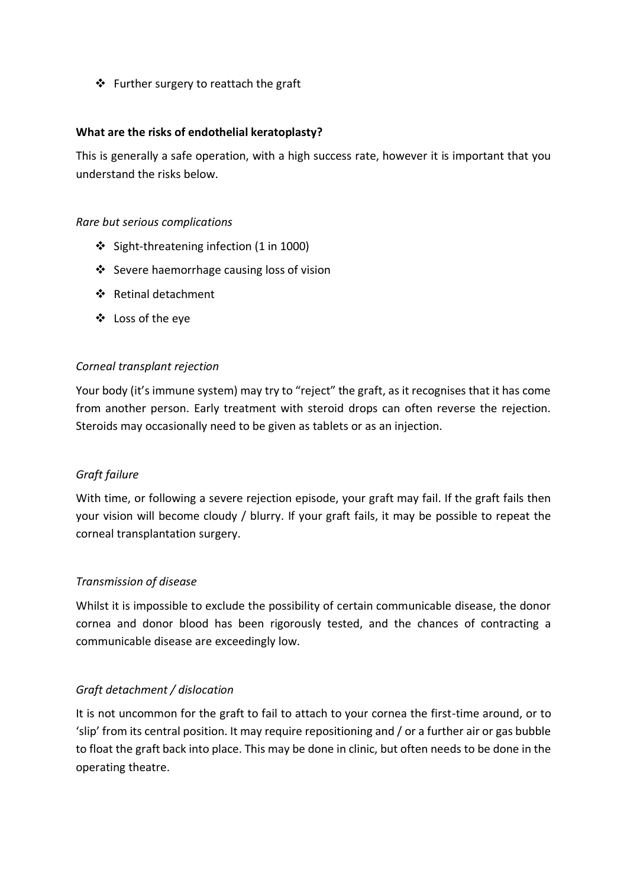- Further surgery to reattach the graft

**What are the risks of endothelial keratoplasty?**

This is generally a safe operation, with a high success rate, however it is important that you understand the risks below.

*Rare but serious complications*

- Sight-threatening infection (1 in 1000)
- Severe haemorrhage causing loss of vision
- Retinal detachment
- Loss of the eye

*Corneal transplant rejection*

Your body (it's immune system) may try to "reject" the graft, as it recognises that it has come from another person. Early treatment with steroid drops can often reverse the rejection. Steroids may occasionally need to be given as tablets or as an injection.

*Graft failure*

With time, or following a severe rejection episode, your graft may fail. If the graft fails then your vision will become cloudy / blurry. If your graft fails, it may be possible to repeat the corneal transplantation surgery.

*Transmission of disease*

Whilst it is impossible to exclude the possibility of certain communicable disease, the donor cornea and donor blood has been rigorously tested, and the chances of contracting a communicable disease are exceedingly low.

*Graft detachment / dislocation*

It is not uncommon for the graft to fail to attach to your cornea the first-time around, or to 'slip' from its central position. It may require repositioning and / or a further air or gas bubble to float the graft back into place. This may be done in clinic, but often needs to be done in the operating theatre.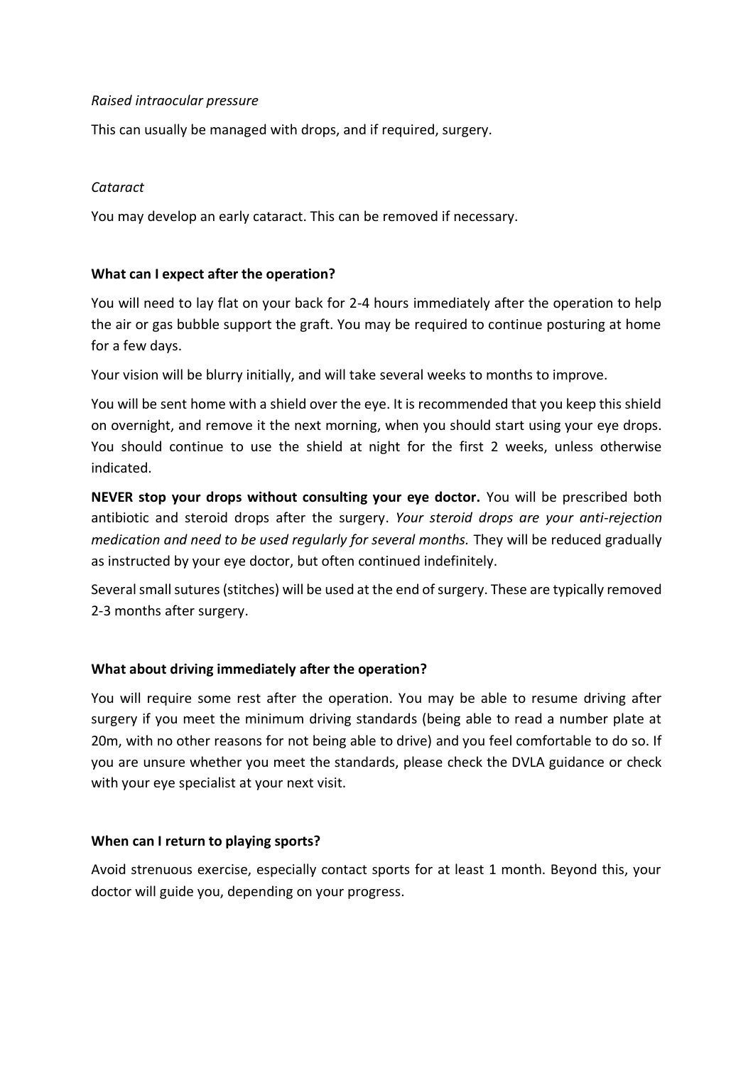*Raised intraocular pressure*

This can usually be managed with drops, and if required, surgery.

*Cataract*

You may develop an early cataract. This can be removed if necessary.

**What can I expect after the operation?**

You will need to lay flat on your back for 2-4 hours immediately after the operation to help the air or gas bubble support the graft. You may be required to continue posturing at home for a few days.

Your vision will be blurry initially, and will take several weeks to months to improve.

You will be sent home with a shield over the eye. It is recommended that you keep this shield on overnight, and remove it the next morning, when you should start using your eye drops. You should continue to use the shield at night for the first 2 weeks, unless otherwise indicated.

**NEVER stop your drops without consulting your eye doctor.** You will be prescribed both antibiotic and steroid drops after the surgery. *Your steroid drops are your anti-rejection medication and need to be used regularly for several months.* They will be reduced gradually as instructed by your eye doctor, but often continued indefinitely.

Several small sutures (stitches) will be used at the end of surgery. These are typically removed 2-3 months after surgery.

**What about driving immediately after the operation?**

You will require some rest after the operation. You may be able to resume driving after surgery if you meet the minimum driving standards (being able to read a number plate at 20m, with no other reasons for not being able to drive) and you feel comfortable to do so. If you are unsure whether you meet the standards, please check the DVLA guidance or check with your eye specialist at your next visit.

**When can I return to playing sports?**

Avoid strenuous exercise, especially contact sports for at least 1 month. Beyond this, your doctor will guide you, depending on your progress.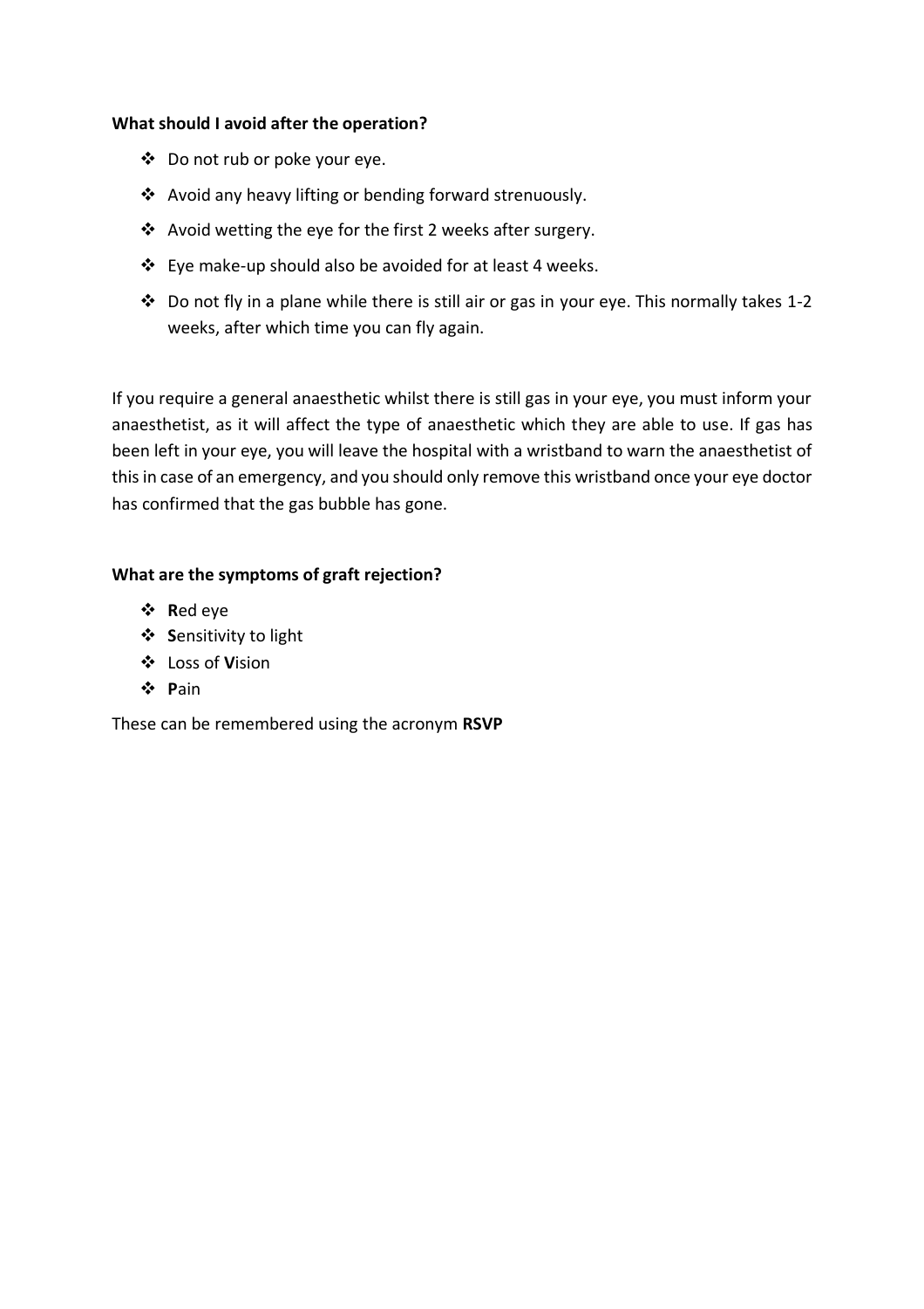**What should I avoid after the operation?**

- Do not rub or poke your eye.
- Avoid any heavy lifting or bending forward strenuously.
- Avoid wetting the eye for the first 2 weeks after surgery.
- Eye make-up should also be avoided for at least 4 weeks.
- Do not fly in a plane while there is still air or gas in your eye. This normally takes 1-2 weeks, after which time you can fly again.

If you require a general anaesthetic whilst there is still gas in your eye, you must inform your anaesthetist, as it will affect the type of anaesthetic which they are able to use. If gas has been left in your eye, you will leave the hospital with a wristband to warn the anaesthetist of this in case of an emergency, and you should only remove this wristband once your eye doctor has confirmed that the gas bubble has gone.

**What are the symptoms of graft rejection?**

- **R**ed eye
- **S**ensitivity to light
- Loss of **V**ision
- **P**ain

These can be remembered using the acronym **RSVP**